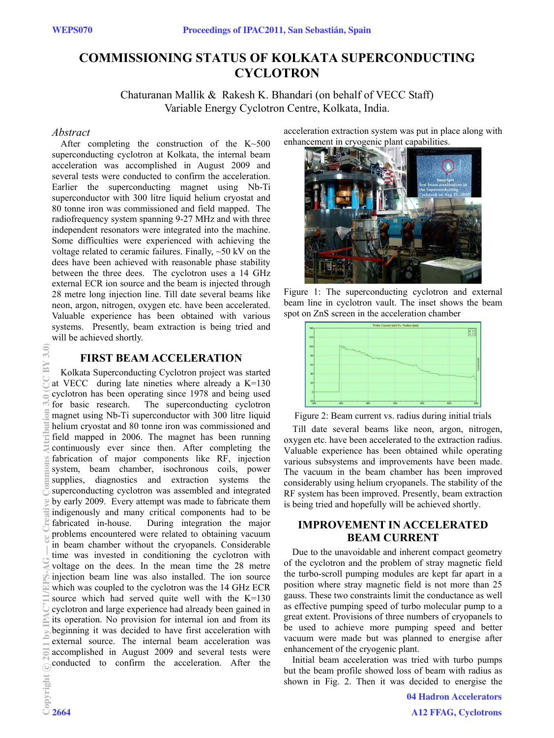# COMMISSIONING STATUS OF KOLKATA SUPERCONDUCTING CYCLOTRON

Chaturanan Mallik & Rakesh K. Bhandari (on behalf of VECC Staff)
Variable Energy Cyclotron Centre, Kolkata, India.

## *Abstract*

After completing the construction of the K~500 superconducting cyclotron at Kolkata, the internal beam acceleration was accomplished in August 2009 and several tests were conducted to confirm the acceleration. Earlier the superconducting magnet using Nb-Ti superconductor with 300 litre liquid helium cryostat and 80 tonne iron was commissioned and field mapped. The radiofrequency system spanning 9-27 MHz and with three independent resonators were integrated into the machine. Some difficulties were experienced with achieving the voltage related to ceramic failures. Finally, ~50 kV on the dees have been achieved with reasonable phase stability between the three dees. The cyclotron uses a 14 GHz external ECR ion source and the beam is injected through 28 metre long injection line. Till date several beams like neon, argon, nitrogen, oxygen etc. have been accelerated. Valuable experience has been obtained with various systems. Presently, beam extraction is being tried and will be achieved shortly.

## FIRST BEAM ACCELERATION

Kolkata Superconducting Cyclotron project was started at VECC during late nineties where already a K=130 cyclotron has been operating since 1978 and being used for basic research. The superconducting cyclotron magnet using Nb-Ti superconductor with 300 litre liquid helium cryostat and 80 tonne iron was commissioned and field mapped in 2006. The magnet has been running continuously ever since then. After completing the fabrication of major components like RF, injection system, beam chamber, isochronous coils, power supplies, diagnostics and extraction systems the superconducting cyclotron was assembled and integrated by early 2009. Every attempt was made to fabricate them indigenously and many critical components had to be fabricated in-house. During integration the major problems encountered were related to obtaining vacuum in beam chamber without the cryopanels. Considerable time was invested in conditioning the cyclotron with voltage on the dees. In the mean time the 28 metre injection beam line was also installed. The ion source which was coupled to the cyclotron was the 14 GHz ECR source which had served quite well with the K=130 cyclotron and large experience had already been gained in its operation. No provision for internal ion and from its beginning it was decided to have first acceleration with external source. The internal beam acceleration was accomplished in August 2009 and several tests were conducted to confirm the acceleration. After the acceleration extraction system was put in place along with enhancement in cryogenic plant capabilities.

Figure 1: The superconducting cyclotron and external beam line in cyclotron vault. The inset shows the beam spot on ZnS screen in the acceleration chamber

Figure 2: Beam current vs. radius during initial trials

Till date several beams like neon, argon, nitrogen, oxygen etc. have been accelerated to the extraction radius. Valuable experience has been obtained while operating various subsystems and improvements have been made. The vacuum in the beam chamber has been improved considerably using helium cryopanels. The stability of the RF system has been improved. Presently, beam extraction is being tried and hopefully will be achieved shortly.

## IMPROVEMENT IN ACCELERATED BEAM CURRENT

Due to the unavoidable and inherent compact geometry of the cyclotron and the problem of stray magnetic field the turbo-scroll pumping modules are kept far apart in a position where stray magnetic field is not more than 25 gauss. These two constraints limit the conductance as well as effective pumping speed of turbo molecular pump to a great extent. Provisions of three numbers of cryopanels to be used to achieve more pumping speed and better vacuum were made but was planned to energise after enhancement of the cryogenic plant.

Initial beam acceleration was tried with turbo pumps but the beam profile showed loss of beam with radius as shown in Fig. 2. Then it was decided to energise the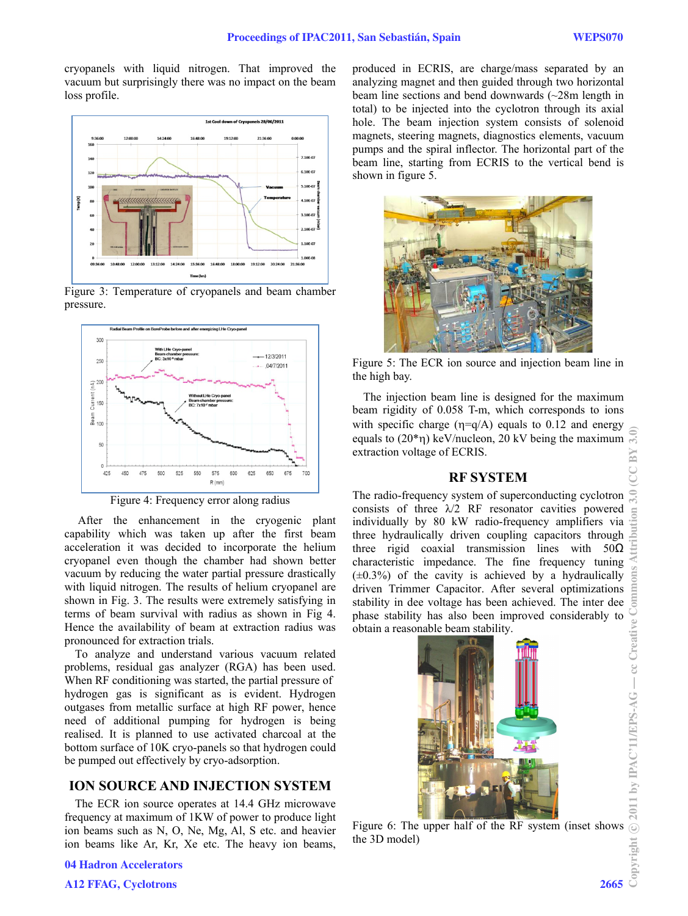cryopanels with liquid nitrogen. That improved the vacuum but surprisingly there was no impact on the beam loss profile.

Figure 3: Temperature of cryopanels and beam chamber pressure.

Figure 4: Frequency error along radius

After the enhancement in the cryogenic plant capability which was taken up after the first beam acceleration it was decided to incorporate the helium cryopanel even though the chamber had shown better vacuum by reducing the water partial pressure drastically with liquid nitrogen. The results of helium cryopanel are shown in Fig. 3. The results were extremely satisfying in terms of beam survival with radius as shown in Fig 4. Hence the availability of beam at extraction radius was pronounced for extraction trials.

To analyze and understand various vacuum related problems, residual gas analyzer (RGA) has been used. When RF conditioning was started, the partial pressure of hydrogen gas is significant as is evident. Hydrogen outgases from metallic surface at high RF power, hence need of additional pumping for hydrogen is being realised. It is planned to use activated charcoal at the bottom surface of 10K cryo-panels so that hydrogen could be pumped out effectively by cryo-adsorption.

## ION SOURCE AND INJECTION SYSTEM

The ECR ion source operates at 14.4 GHz microwave frequency at maximum of 1KW of power to produce light ion beams such as N, O, Ne, Mg, Al, S etc. and heavier ion beams like Ar, Kr, Xe etc. The heavy ion beams, produced in ECRIS, are charge/mass separated by an analyzing magnet and then guided through two horizontal beam line sections and bend downwards (~28m length in total) to be injected into the cyclotron through its axial hole. The beam injection system consists of solenoid magnets, steering magnets, diagnostics elements, vacuum pumps and the spiral inflector. The horizontal part of the beam line, starting from ECRIS to the vertical bend is shown in figure 5.

Figure 5: The ECR ion source and injection beam line in the high bay.

The injection beam line is designed for the maximum beam rigidity of 0.058 T-m, which corresponds to ions with specific charge ($\eta$=q/A) equals to 0.12 and energy equals to (20*$\eta$) keV/nucleon, 20 kV being the maximum extraction voltage of ECRIS.

## RF SYSTEM

The radio-frequency system of superconducting cyclotron consists of three $\lambda/2$ RF resonator cavities powered individually by 80 kW radio-frequency amplifiers via three hydraulically driven coupling capacitors through three rigid coaxial transmission lines with 50Ω characteristic impedance. The fine frequency tuning (±0.3%) of the cavity is achieved by a hydraulically driven Trimmer Capacitor. After several optimizations stability in dee voltage has been achieved. The inter dee phase stability has also been improved considerably to obtain a reasonable beam stability.

Figure 6: The upper half of the RF system (inset shows the 3D model)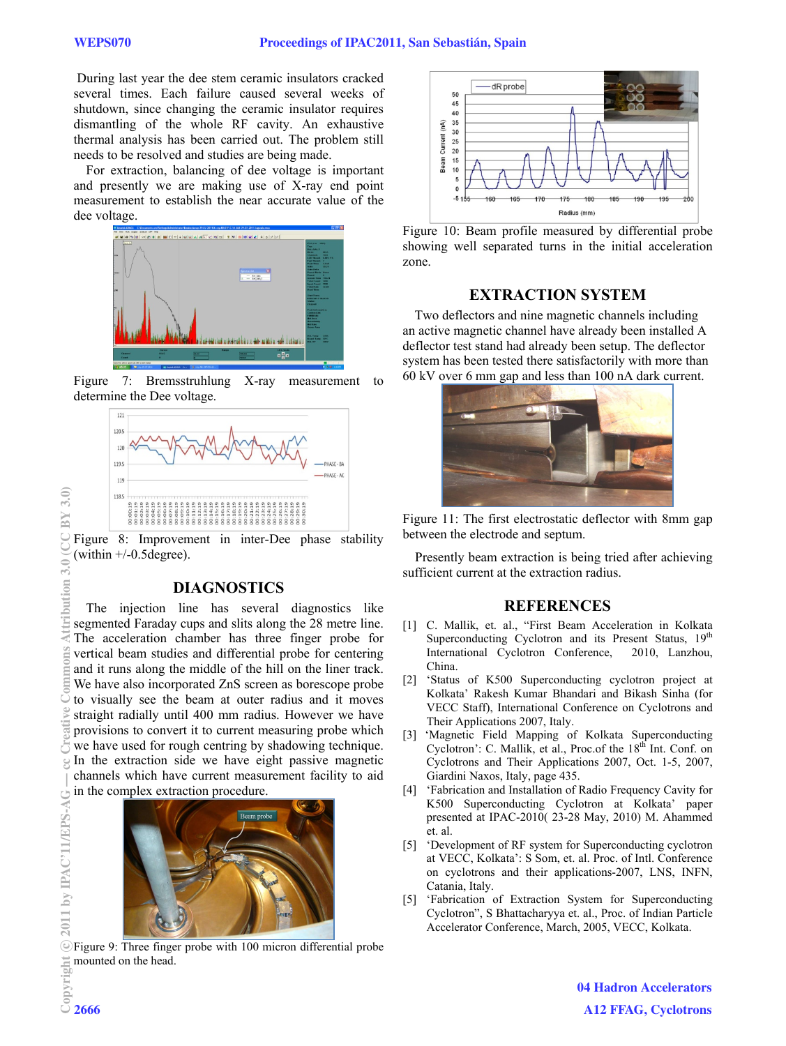During last year the dee stem ceramic insulators cracked several times. Each failure caused several weeks of shutdown, since changing the ceramic insulator requires dismantling of the whole RF cavity. An exhaustive thermal analysis has been carried out. The problem still needs to be resolved and studies are being made.

For extraction, balancing of dee voltage is important and presently we are making use of X-ray end point measurement to establish the near accurate value of the dee voltage.

Figure 7: Bremsstruhlung X-ray measurement to determine the Dee voltage.

121
120.5
120
119.5
119
118.5
PHASE - BA
PHASE - AC

Figure 8: Improvement in inter-Dee phase stability (within +/-0.5degree).

## DIAGNOSTICS

The injection line has several diagnostics like segmented Faraday cups and slits along the 28 metre line. The acceleration chamber has three finger probe for vertical beam studies and differential probe for centering and it runs along the middle of the hill on the liner track. We have also incorporated ZnS screen as borescope probe to visually see the beam at outer radius and it moves straight radially until 400 mm radius. However we have provisions to convert it to current measuring probe which we have used for rough centring by shadowing technique. In the extraction side we have eight passive magnetic channels which have current measurement facility to aid in the complex extraction procedure.

Beam probe

Figure 9: Three finger probe with 100 micron differential probe mounted on the head.

dR probe
Beam Current (nA)
50 45 40 35 30 25 20 15 10 5 0 -5
155 160 165 170 175 180 185 190 195 200
Radius (mm)

Figure 10: Beam profile measured by differential probe showing well separated turns in the initial acceleration zone.

## EXTRACTION SYSTEM

Two deflectors and nine magnetic channels including an active magnetic channel have already been installed A deflector test stand had already been setup. The deflector system has been tested there satisfactorily with more than 60 kV over 6 mm gap and less than 100 nA dark current.

Figure 11: The first electrostatic deflector with 8mm gap between the electrode and septum.

Presently beam extraction is being tried after achieving sufficient current at the extraction radius.

## REFERENCES

[1] C. Mallik, et. al., "First Beam Acceleration in Kolkata Superconducting Cyclotron and its Present Status, 19th International Cyclotron Conference, 2010, Lanzhou, China.

[2] 'Status of K500 Superconducting cyclotron project at Kolkata' Rakesh Kumar Bhandari and Bikash Sinha (for VECC Staff), International Conference on Cyclotrons and Their Applications 2007, Italy.

[3] 'Magnetic Field Mapping of Kolkata Superconducting Cyclotron': C. Mallik, et al., Proc.of the 18th Int. Conf. on Cyclotrons and Their Applications 2007, Oct. 1-5, 2007, Giardini Naxos, Italy, page 435.

[4] 'Fabrication and Installation of Radio Frequency Cavity for K500 Superconducting Cyclotron at Kolkata' paper presented at IPAC-2010( 23-28 May, 2010) M. Ahammed et. al.

[5] 'Development of RF system for Superconducting cyclotron at VECC, Kolkata': S Som, et. al. Proc. of Intl. Conference on cyclotrons and their applications-2007, LNS, INFN, Catania, Italy.

[5] 'Fabrication of Extraction System for Superconducting Cyclotron", S Bhattacharyya et. al., Proc. of Indian Particle Accelerator Conference, March, 2005, VECC, Kolkata.